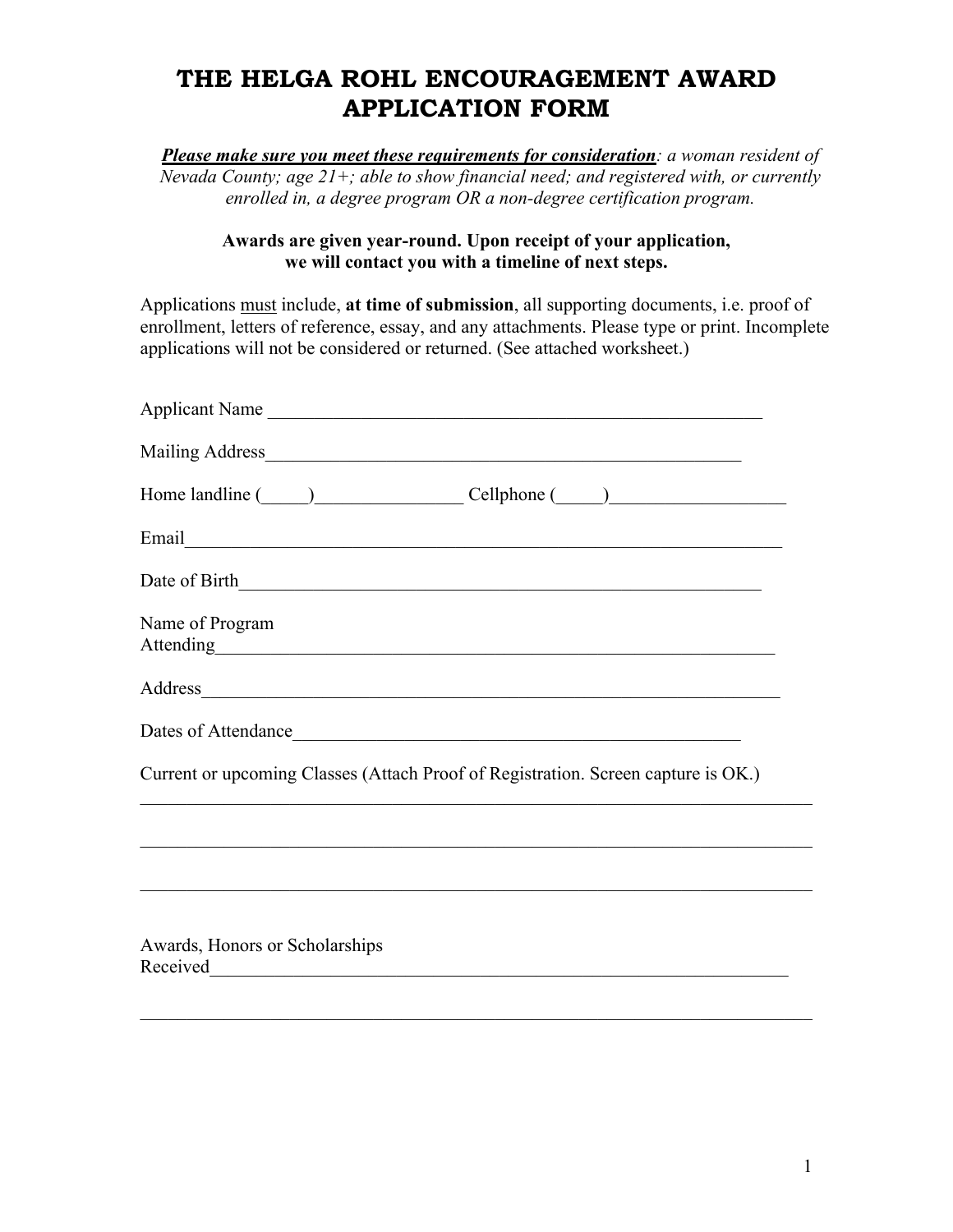# THE HELGA ROHL ENCOURAGEMENT AWARD APPLICATION FORM

***Please make sure you meet these requirements for consideration****: a woman resident of Nevada County; age 21+; able to show financial need; and registered with, or currently enrolled in, a degree program OR a non-degree certification program.*

**Awards are given year-round. Upon receipt of your application, we will contact you with a timeline of next steps.**

Applications must include, **at time of submission**, all supporting documents, i.e. proof of enrollment, letters of reference, essay, and any attachments. Please type or print. Incomplete applications will not be considered or returned. (See attached worksheet.)

Applicant Name ________________________________________________________

Mailing Address______________________________________________________

Home landline (_____)________________ Cellphone (_____)__________________

Email_______________________________________________________________

Date of Birth__________________________________________________________

Name of Program Attending______________________________________________________________

Address_____________________________________________________________

Dates of Attendance___________________________________________________

Current or upcoming Classes (Attach Proof of Registration. Screen capture is OK.)

____________________________________________________________________________

____________________________________________________________________________

____________________________________________________________________________

Awards, Honors or Scholarships Received_______________________________________________________________

____________________________________________________________________________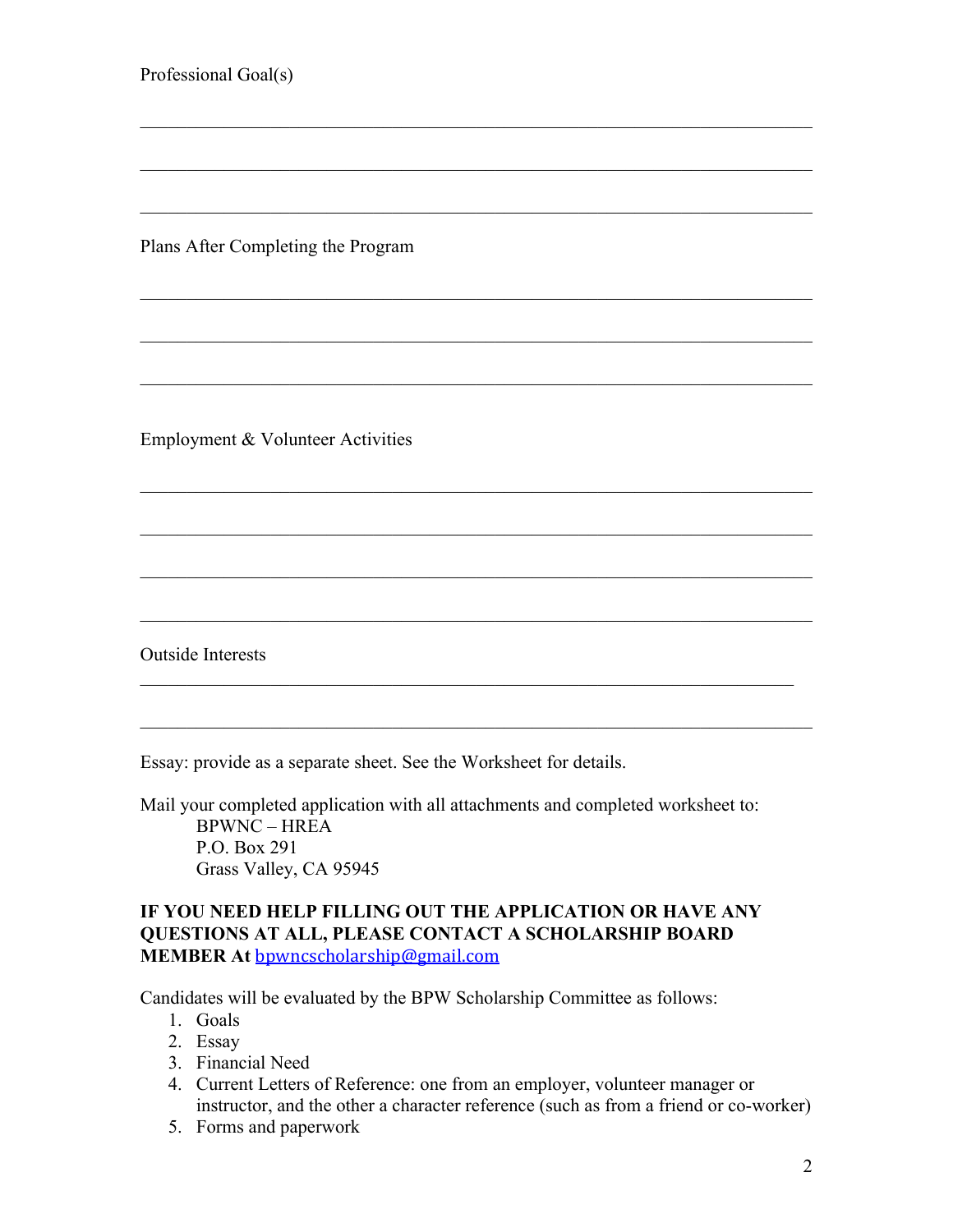Professional Goal(s)

\_\_\_\_\_\_\_\_\_\_\_\_\_\_\_\_\_\_\_\_\_\_\_\_\_\_\_\_\_\_\_\_\_\_\_\_\_\_\_\_\_\_\_\_\_\_\_\_\_\_\_\_\_\_\_\_\_\_\_\_\_\_\_\_\_\_\_\_\_\_\_\_

\_\_\_\_\_\_\_\_\_\_\_\_\_\_\_\_\_\_\_\_\_\_\_\_\_\_\_\_\_\_\_\_\_\_\_\_\_\_\_\_\_\_\_\_\_\_\_\_\_\_\_\_\_\_\_\_\_\_\_\_\_\_\_\_\_\_\_\_\_\_\_\_

\_\_\_\_\_\_\_\_\_\_\_\_\_\_\_\_\_\_\_\_\_\_\_\_\_\_\_\_\_\_\_\_\_\_\_\_\_\_\_\_\_\_\_\_\_\_\_\_\_\_\_\_\_\_\_\_\_\_\_\_\_\_\_\_\_\_\_\_\_\_\_\_

Plans After Completing the Program

\_\_\_\_\_\_\_\_\_\_\_\_\_\_\_\_\_\_\_\_\_\_\_\_\_\_\_\_\_\_\_\_\_\_\_\_\_\_\_\_\_\_\_\_\_\_\_\_\_\_\_\_\_\_\_\_\_\_\_\_\_\_\_\_\_\_\_\_\_\_\_\_

\_\_\_\_\_\_\_\_\_\_\_\_\_\_\_\_\_\_\_\_\_\_\_\_\_\_\_\_\_\_\_\_\_\_\_\_\_\_\_\_\_\_\_\_\_\_\_\_\_\_\_\_\_\_\_\_\_\_\_\_\_\_\_\_\_\_\_\_\_\_\_\_

\_\_\_\_\_\_\_\_\_\_\_\_\_\_\_\_\_\_\_\_\_\_\_\_\_\_\_\_\_\_\_\_\_\_\_\_\_\_\_\_\_\_\_\_\_\_\_\_\_\_\_\_\_\_\_\_\_\_\_\_\_\_\_\_\_\_\_\_\_\_\_\_

Employment & Volunteer Activities

\_\_\_\_\_\_\_\_\_\_\_\_\_\_\_\_\_\_\_\_\_\_\_\_\_\_\_\_\_\_\_\_\_\_\_\_\_\_\_\_\_\_\_\_\_\_\_\_\_\_\_\_\_\_\_\_\_\_\_\_\_\_\_\_\_\_\_\_\_\_\_\_

\_\_\_\_\_\_\_\_\_\_\_\_\_\_\_\_\_\_\_\_\_\_\_\_\_\_\_\_\_\_\_\_\_\_\_\_\_\_\_\_\_\_\_\_\_\_\_\_\_\_\_\_\_\_\_\_\_\_\_\_\_\_\_\_\_\_\_\_\_\_\_\_

\_\_\_\_\_\_\_\_\_\_\_\_\_\_\_\_\_\_\_\_\_\_\_\_\_\_\_\_\_\_\_\_\_\_\_\_\_\_\_\_\_\_\_\_\_\_\_\_\_\_\_\_\_\_\_\_\_\_\_\_\_\_\_\_\_\_\_\_\_\_\_\_

\_\_\_\_\_\_\_\_\_\_\_\_\_\_\_\_\_\_\_\_\_\_\_\_\_\_\_\_\_\_\_\_\_\_\_\_\_\_\_\_\_\_\_\_\_\_\_\_\_\_\_\_\_\_\_\_\_\_\_\_\_\_\_\_\_\_\_\_\_\_\_\_

Outside Interests

\_\_\_\_\_\_\_\_\_\_\_\_\_\_\_\_\_\_\_\_\_\_\_\_\_\_\_\_\_\_\_\_\_\_\_\_\_\_\_\_\_\_\_\_\_\_\_\_\_\_\_\_\_\_\_\_\_\_\_\_\_\_\_\_\_\_\_\_\_\_\_\_

\_\_\_\_\_\_\_\_\_\_\_\_\_\_\_\_\_\_\_\_\_\_\_\_\_\_\_\_\_\_\_\_\_\_\_\_\_\_\_\_\_\_\_\_\_\_\_\_\_\_\_\_\_\_\_\_\_\_\_\_\_\_\_\_\_\_\_\_\_\_\_\_

Essay: provide as a separate sheet. See the Worksheet for details.

Mail your completed application with all attachments and completed worksheet to:

BPWNC – HREA
P.O. Box 291
Grass Valley, CA 95945

**IF YOU NEED HELP FILLING OUT THE APPLICATION OR HAVE ANY QUESTIONS AT ALL, PLEASE CONTACT A SCHOLARSHIP BOARD MEMBER At** bpwncscholarship@gmail.com

Candidates will be evaluated by the BPW Scholarship Committee as follows:

1. Goals
2. Essay
3. Financial Need
4. Current Letters of Reference: one from an employer, volunteer manager or instructor, and the other a character reference (such as from a friend or co-worker)
5. Forms and paperwork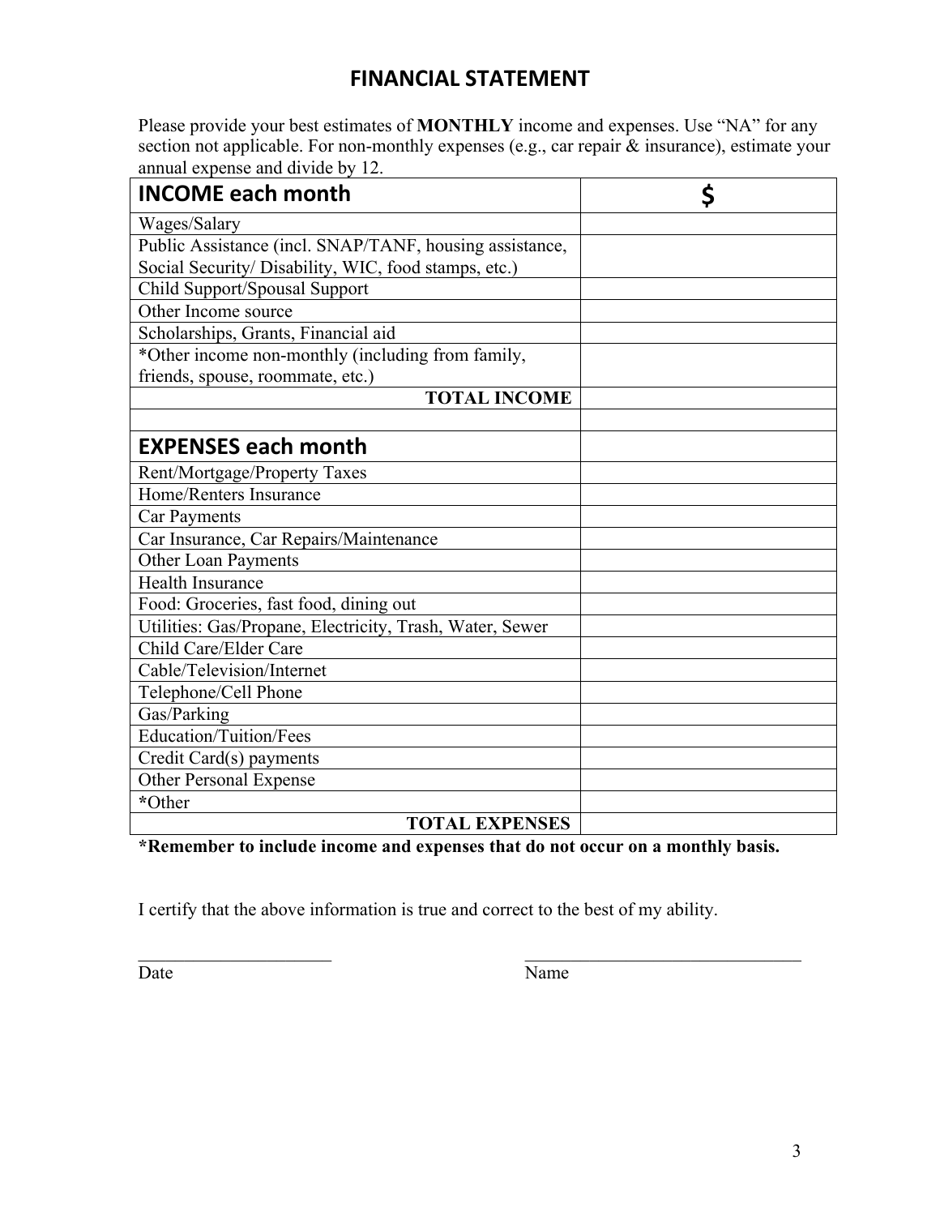# FINANCIAL STATEMENT

Please provide your best estimates of **MONTHLY** income and expenses. Use "NA" for any section not applicable. For non-monthly expenses (e.g., car repair & insurance), estimate your annual expense and divide by 12.

| **INCOME each month** | **$** |
|---|---|
| Wages/Salary | |
| Public Assistance (incl. SNAP/TANF, housing assistance, Social Security/ Disability, WIC, food stamps, etc.) | |
| Child Support/Spousal Support | |
| Other Income source | |
| Scholarships, Grants, Financial aid | |
| *Other income non-monthly (including from family, friends, spouse, roommate, etc.) | |
| **TOTAL INCOME** | |
| | |
| **EXPENSES each month** | |
| Rent/Mortgage/Property Taxes | |
| Home/Renters Insurance | |
| Car Payments | |
| Car Insurance, Car Repairs/Maintenance | |
| Other Loan Payments | |
| Health Insurance | |
| Food: Groceries, fast food, dining out | |
| Utilities: Gas/Propane, Electricity, Trash, Water, Sewer | |
| Child Care/Elder Care | |
| Cable/Television/Internet | |
| Telephone/Cell Phone | |
| Gas/Parking | |
| Education/Tuition/Fees | |
| Credit Card(s) payments | |
| Other Personal Expense | |
| ***Other | |
| **TOTAL EXPENSES** | |

***Remember to include income and expenses that do not occur on a monthly basis.**

I certify that the above information is true and correct to the best of my ability.

______________________ Date

______________________________ Name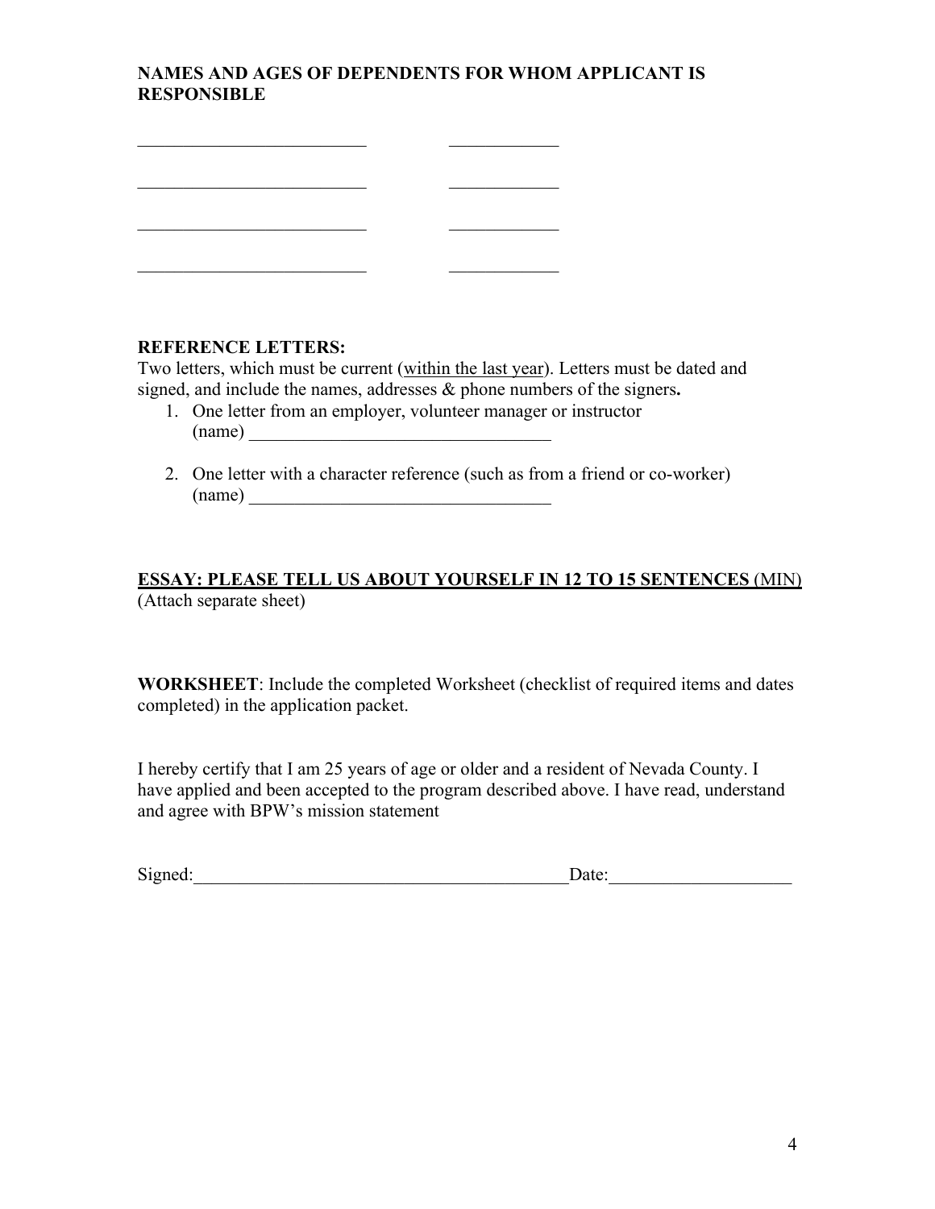**NAMES AND AGES OF DEPENDENTS FOR WHOM APPLICANT IS RESPONSIBLE**

| | |
|---|---|
| ___________________________ | ____________ |
| ___________________________ | ____________ |
| ___________________________ | ____________ |
| ___________________________ | ____________ |

**REFERENCE LETTERS:**

Two letters, which must be current (<u>within the last year</u>). Letters must be dated and signed, and include the names, addresses & phone numbers of the signers**.**

1. One letter from an employer, volunteer manager or instructor
   (name) _________________________________

2. One letter with a character reference (such as from a friend or co-worker)
   (name) _________________________________

<u>**ESSAY: PLEASE TELL US ABOUT YOURSELF IN 12 TO 15 SENTENCES** (MIN)</u>
(Attach separate sheet)

**WORKSHEET**: Include the completed Worksheet (checklist of required items and dates completed) in the application packet.

I hereby certify that I am 25 years of age or older and a resident of Nevada County. I have applied and been accepted to the program described above. I have read, understand and agree with BPW's mission statement

Signed:_________________________________________Date:____________________